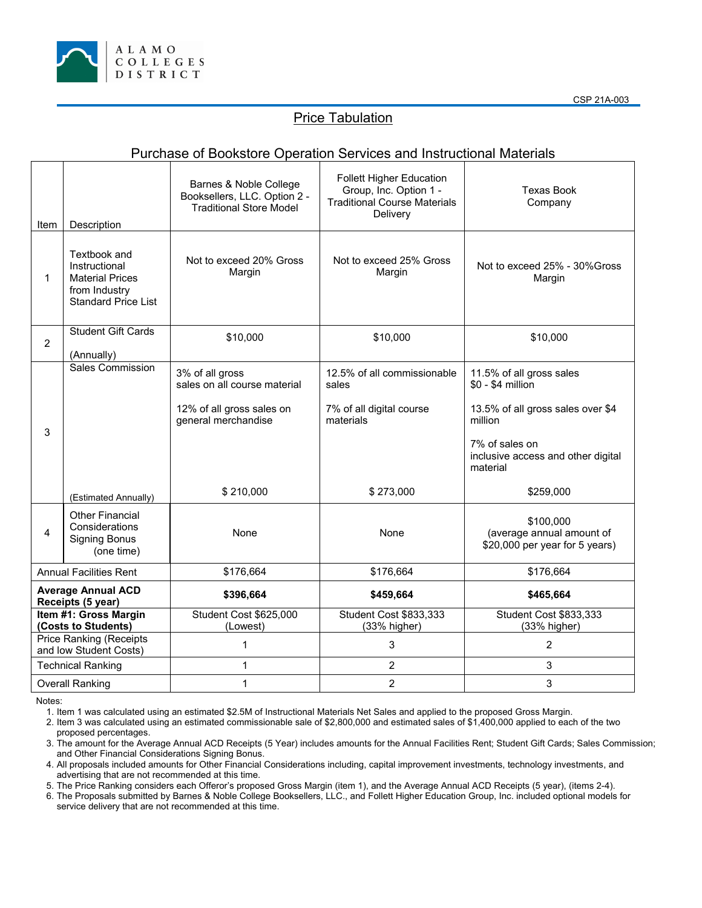ALAMO COLLEGES DISTRICT

CSP 21A-003

# Price Tabulation

## Purchase of Bookstore Operation Services and Instructional Materials

| Item | Description | Barnes & Noble College Booksellers, LLC. Option 2 - Traditional Store Model | Follett Higher Education Group, Inc. Option 1 - Traditional Course Materials Delivery | Texas Book Company |
|---|---|---|---|---|
| 1 | Textbook and Instructional Material Prices from Industry Standard Price List | Not to exceed 20% Gross Margin | Not to exceed 25% Gross Margin | Not to exceed 25% - 30%Gross Margin |
| 2 | Student Gift Cards<br><br>(Annually) | $10,000 | $10,000 | $10,000 |
| 3 | Sales Commission<br><br>(Estimated Annually) | 3% of all gross sales on all course material<br><br>12% of all gross sales on general merchandise<br><br>$ 210,000 | 12.5% of all commissionable sales<br><br>7% of all digital course materials<br><br>$ 273,000 | 11.5% of all gross sales $0 - $4 million<br><br>13.5% of all gross sales over $4 million<br><br>7% of sales on inclusive access and other digital material<br><br>$259,000 |
| 4 | Other Financial Considerations Signing Bonus (one time) | None | None | $100,000 (average annual amount of $20,000 per year for 5 years) |
| Annual Facilities Rent | | $176,664 | $176,664 | $176,664 |
| **Average Annual ACD Receipts (5 year)** | | **$396,664** | **$459,664** | **$465,664** |
| **Item #1: Gross Margin (Costs to Students)** | | Student Cost $625,000 (Lowest) | Student Cost $833,333 (33% higher) | Student Cost $833,333 (33% higher) |
| Price Ranking (Receipts and low Student Costs) | | 1 | 3 | 2 |
| Technical Ranking | | 1 | 2 | 3 |
| Overall Ranking | | 1 | 2 | 3 |

Notes:

1. Item 1 was calculated using an estimated $2.5M of Instructional Materials Net Sales and applied to the proposed Gross Margin.
2. Item 3 was calculated using an estimated commissionable sale of $2,800,000 and estimated sales of $1,400,000 applied to each of the two proposed percentages.
3. The amount for the Average Annual ACD Receipts (5 Year) includes amounts for the Annual Facilities Rent; Student Gift Cards; Sales Commission; and Other Financial Considerations Signing Bonus.
4. All proposals included amounts for Other Financial Considerations including, capital improvement investments, technology investments, and advertising that are not recommended at this time.
5. The Price Ranking considers each Offeror's proposed Gross Margin (item 1), and the Average Annual ACD Receipts (5 year), (items 2-4).
6. The Proposals submitted by Barnes & Noble College Booksellers, LLC., and Follett Higher Education Group, Inc. included optional models for service delivery that are not recommended at this time.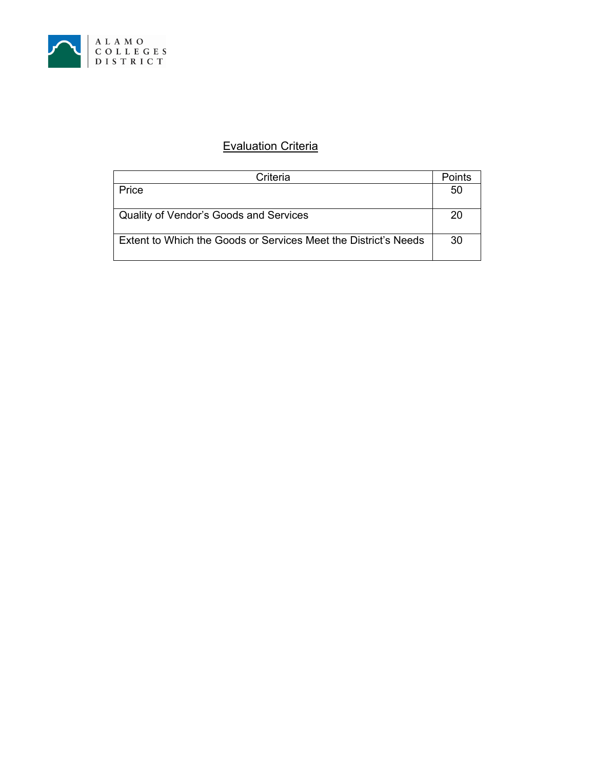ALAMO COLLEGES DISTRICT

## Evaluation Criteria

| Criteria | Points |
|---|---|
| Price | 50 |
| Quality of Vendor's Goods and Services | 20 |
| Extent to Which the Goods or Services Meet the District's Needs | 30 |